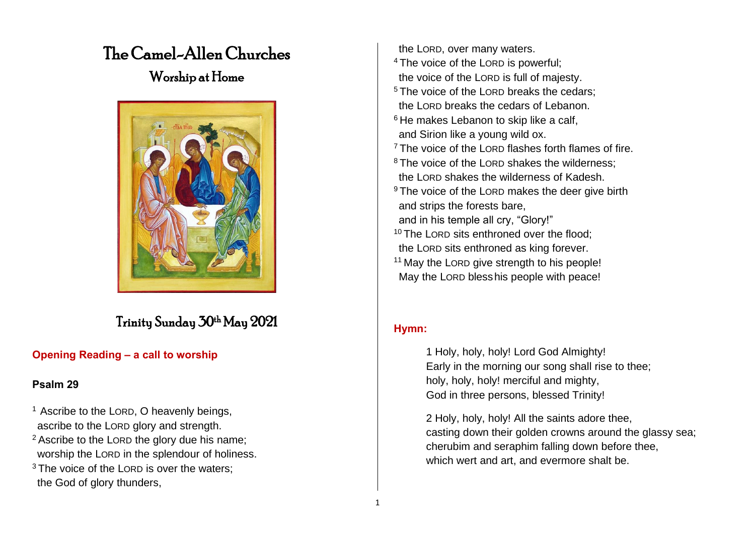# The Camel-Allen Churches

## Worship at Home

## Trinity Sunday 30th May 2021

**Opening Reading – a call to worship**

**Psalm 29**

[1] Ascribe to the LORD, O heavenly beings,
ascribe to the LORD glory and strength.
[2] Ascribe to the LORD the glory due his name;
worship the LORD in the splendour of holiness.
[3] The voice of the LORD is over the waters;
the God of glory thunders,
the LORD, over many waters.
[4] The voice of the LORD is powerful;
the voice of the LORD is full of majesty.
[5] The voice of the LORD breaks the cedars;
the LORD breaks the cedars of Lebanon.
[6] He makes Lebanon to skip like a calf,
and Sirion like a young wild ox.
[7] The voice of the LORD flashes forth flames of fire.
[8] The voice of the LORD shakes the wilderness;
the LORD shakes the wilderness of Kadesh.
[9] The voice of the LORD makes the deer give birth
and strips the forests bare,
and in his temple all cry, "Glory!"
[10] The LORD sits enthroned over the flood;
the LORD sits enthroned as king forever.
[11] May the LORD give strength to his people!
May the LORD bless his people with peace!

**Hymn:**

1 Holy, holy, holy! Lord God Almighty!
Early in the morning our song shall rise to thee;
holy, holy, holy! merciful and mighty,
God in three persons, blessed Trinity!

2 Holy, holy, holy! All the saints adore thee,
casting down their golden crowns around the glassy sea;
cherubim and seraphim falling down before thee,
which wert and art, and evermore shalt be.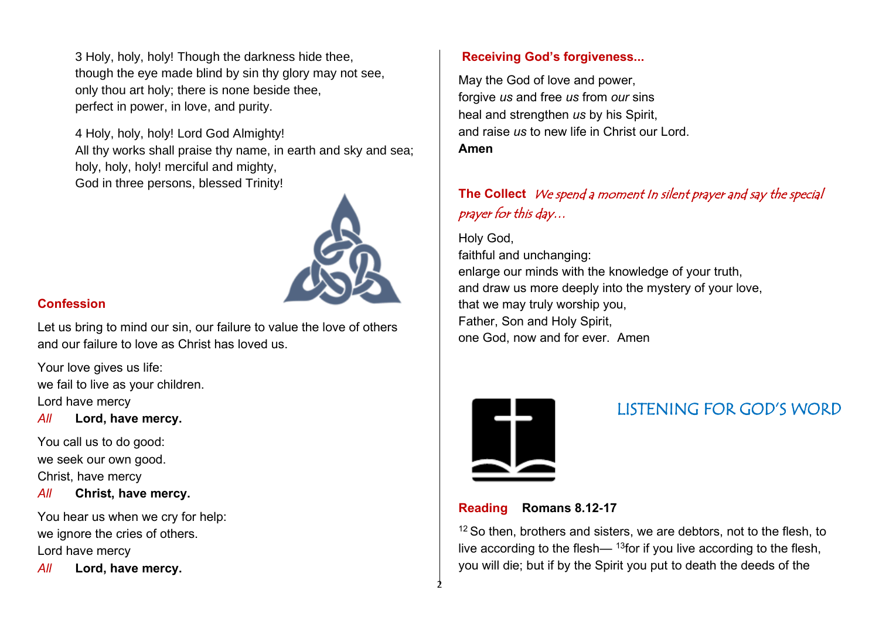3 Holy, holy, holy! Though the darkness hide thee,
though the eye made blind by sin thy glory may not see,
only thou art holy; there is none beside thee,
perfect in power, in love, and purity.

4 Holy, holy, holy! Lord God Almighty!
All thy works shall praise thy name, in earth and sky and sea;
holy, holy, holy! merciful and mighty,
God in three persons, blessed Trinity!

## Confession

Let us bring to mind our sin, our failure to value the love of others
and our failure to love as Christ has loved us.

Your love gives us life:
we fail to live as your children.
Lord have mercy
*All* **Lord, have mercy.**

You call us to do good:
we seek our own good.
Christ, have mercy
*All* **Christ, have mercy.**

You hear us when we cry for help:
we ignore the cries of others.
Lord have mercy
*All* **Lord, have mercy.**

## Receiving God's forgiveness...

May the God of love and power,
forgive *us* and free *us* from *our* sins
heal and strengthen *us* by his Spirit,
and raise *us* to new life in Christ our Lord.
**Amen**

## The Collect *We spend a moment In silent prayer and say the special prayer for this day…*

Holy God,
faithful and unchanging:
enlarge our minds with the knowledge of your truth,
and draw us more deeply into the mystery of your love,
that we may truly worship you,
Father, Son and Holy Spirit,
one God, now and for ever. Amen

# LISTENING FOR GOD'S WORD

## Reading **Romans 8.12-17**

[12] So then, brothers and sisters, we are debtors, not to the flesh, to live according to the flesh— [13]for if you live according to the flesh, you will die; but if by the Spirit you put to death the deeds of the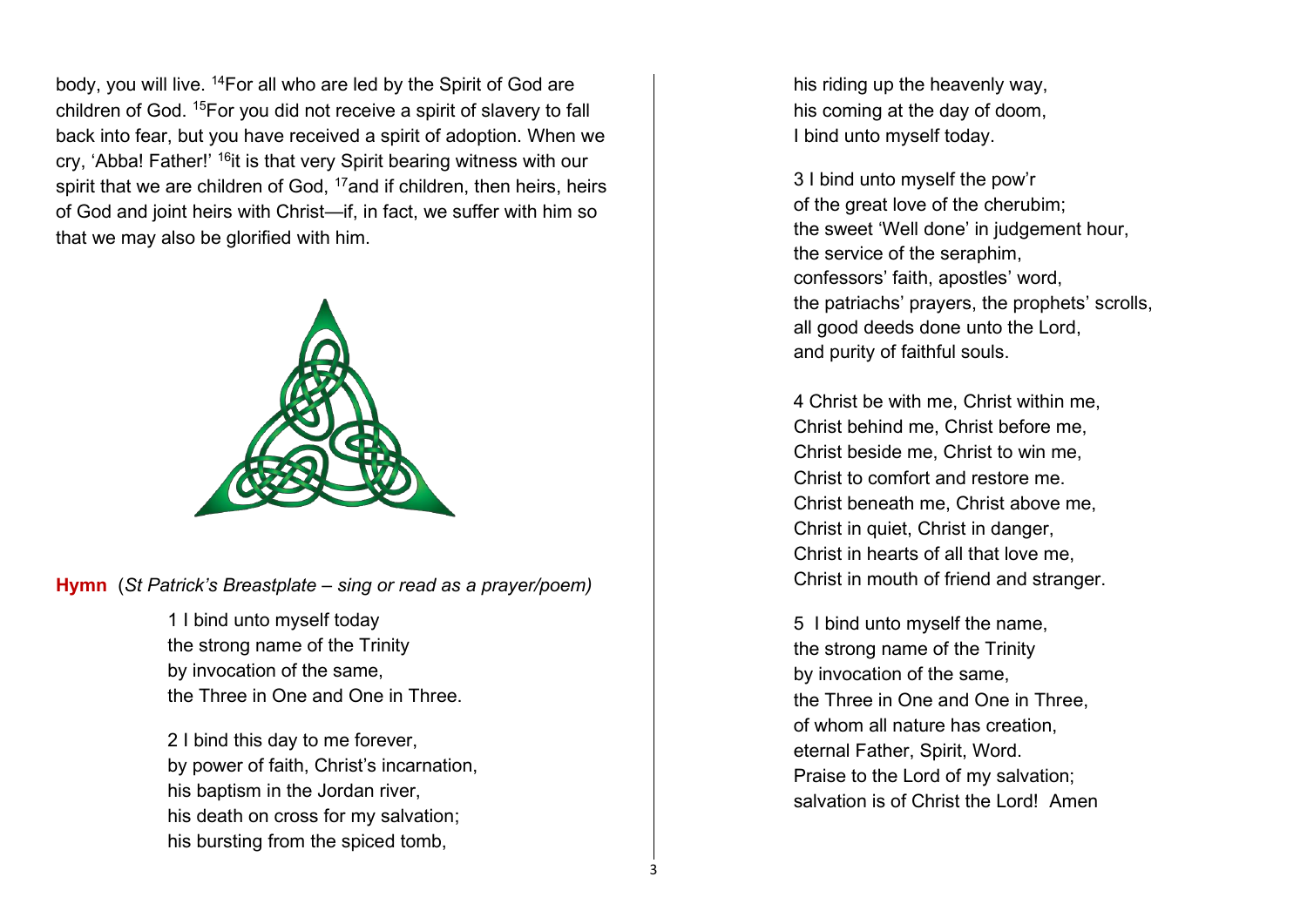body, you will live. [14]For all who are led by the Spirit of God are children of God. [15]For you did not receive a spirit of slavery to fall back into fear, but you have received a spirit of adoption. When we cry, 'Abba! Father!' [16]it is that very Spirit bearing witness with our spirit that we are children of God, [17]and if children, then heirs, heirs of God and joint heirs with Christ—if, in fact, we suffer with him so that we may also be glorified with him.

**Hymn** (*St Patrick's Breastplate – sing or read as a prayer/poem)*

1 I bind unto myself today
the strong name of the Trinity
by invocation of the same,
the Three in One and One in Three.

2 I bind this day to me forever,
by power of faith, Christ's incarnation,
his baptism in the Jordan river,
his death on cross for my salvation;
his bursting from the spiced tomb,
his riding up the heavenly way,
his coming at the day of doom,
I bind unto myself today.

3 I bind unto myself the pow'r
of the great love of the cherubim;
the sweet 'Well done' in judgement hour,
the service of the seraphim,
confessors' faith, apostles' word,
the patriachs' prayers, the prophets' scrolls,
all good deeds done unto the Lord,
and purity of faithful souls.

4 Christ be with me, Christ within me,
Christ behind me, Christ before me,
Christ beside me, Christ to win me,
Christ to comfort and restore me.
Christ beneath me, Christ above me,
Christ in quiet, Christ in danger,
Christ in hearts of all that love me,
Christ in mouth of friend and stranger.

5 I bind unto myself the name,
the strong name of the Trinity
by invocation of the same,
the Three in One and One in Three,
of whom all nature has creation,
eternal Father, Spirit, Word.
Praise to the Lord of my salvation;
salvation is of Christ the Lord! Amen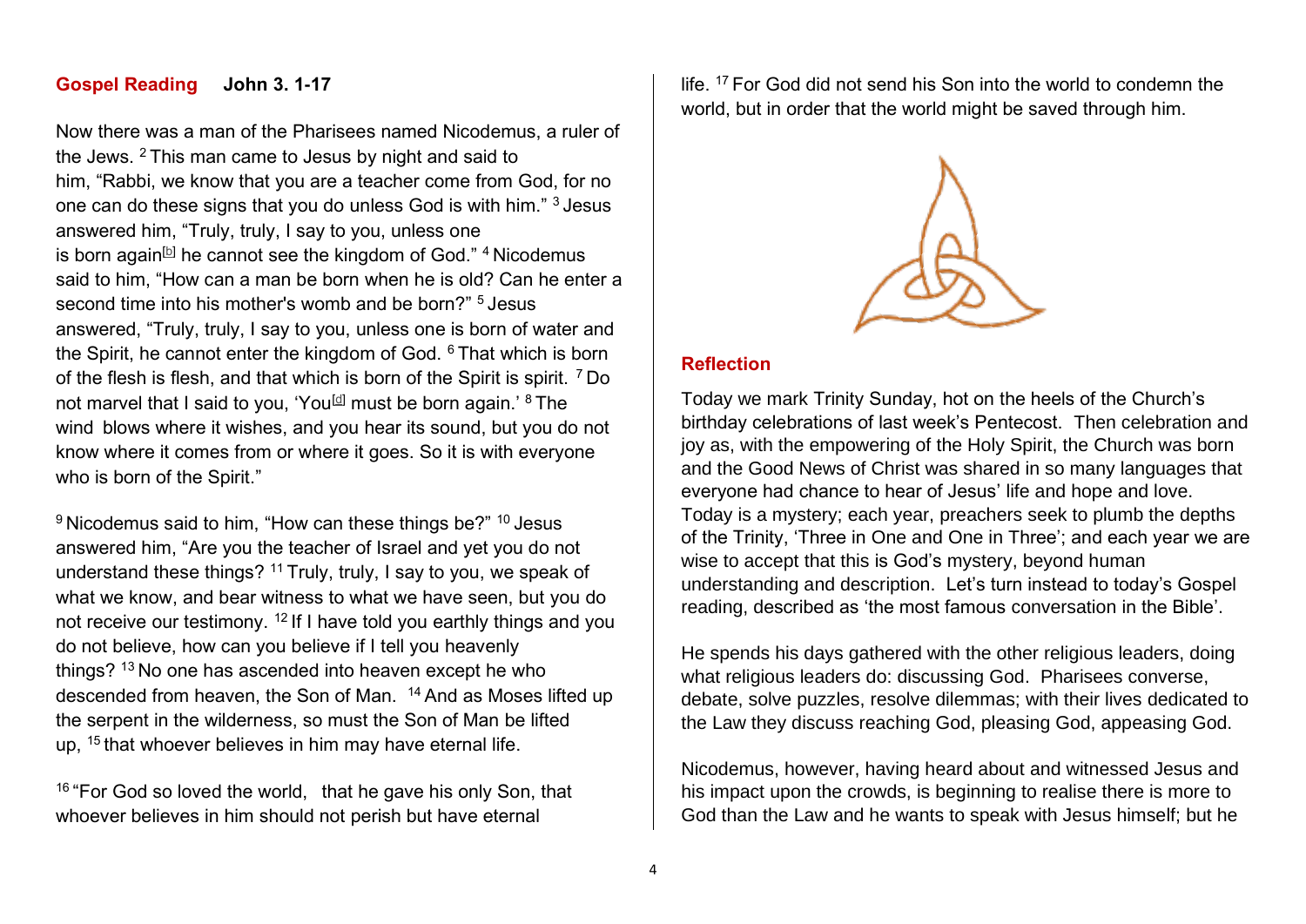**Gospel Reading John 3. 1-17**

Now there was a man of the Pharisees named Nicodemus, a ruler of the Jews. [2] This man came to Jesus by night and said to him, "Rabbi, we know that you are a teacher come from God, for no one can do these signs that you do unless God is with him." [3] Jesus answered him, "Truly, truly, I say to you, unless one is born again[b] he cannot see the kingdom of God." [4] Nicodemus said to him, "How can a man be born when he is old? Can he enter a second time into his mother's womb and be born?" [5] Jesus answered, "Truly, truly, I say to you, unless one is born of water and the Spirit, he cannot enter the kingdom of God. [6] That which is born of the flesh is flesh, and that which is born of the Spirit is spirit. [7] Do not marvel that I said to you, 'You[d] must be born again.' [8] The wind blows where it wishes, and you hear its sound, but you do not know where it comes from or where it goes. So it is with everyone who is born of the Spirit."

[9] Nicodemus said to him, "How can these things be?" [10] Jesus answered him, "Are you the teacher of Israel and yet you do not understand these things? [11] Truly, truly, I say to you, we speak of what we know, and bear witness to what we have seen, but you do not receive our testimony. [12] If I have told you earthly things and you do not believe, how can you believe if I tell you heavenly things? [13] No one has ascended into heaven except he who descended from heaven, the Son of Man. [14] And as Moses lifted up the serpent in the wilderness, so must the Son of Man be lifted up, [15] that whoever believes in him may have eternal life.

[16] "For God so loved the world, that he gave his only Son, that whoever believes in him should not perish but have eternal life. [17] For God did not send his Son into the world to condemn the world, but in order that the world might be saved through him.

**Reflection**

Today we mark Trinity Sunday, hot on the heels of the Church's birthday celebrations of last week's Pentecost. Then celebration and joy as, with the empowering of the Holy Spirit, the Church was born and the Good News of Christ was shared in so many languages that everyone had chance to hear of Jesus' life and hope and love. Today is a mystery; each year, preachers seek to plumb the depths of the Trinity, 'Three in One and One in Three'; and each year we are wise to accept that this is God's mystery, beyond human understanding and description. Let's turn instead to today's Gospel reading, described as 'the most famous conversation in the Bible'.

He spends his days gathered with the other religious leaders, doing what religious leaders do: discussing God. Pharisees converse, debate, solve puzzles, resolve dilemmas; with their lives dedicated to the Law they discuss reaching God, pleasing God, appeasing God.

Nicodemus, however, having heard about and witnessed Jesus and his impact upon the crowds, is beginning to realise there is more to God than the Law and he wants to speak with Jesus himself; but he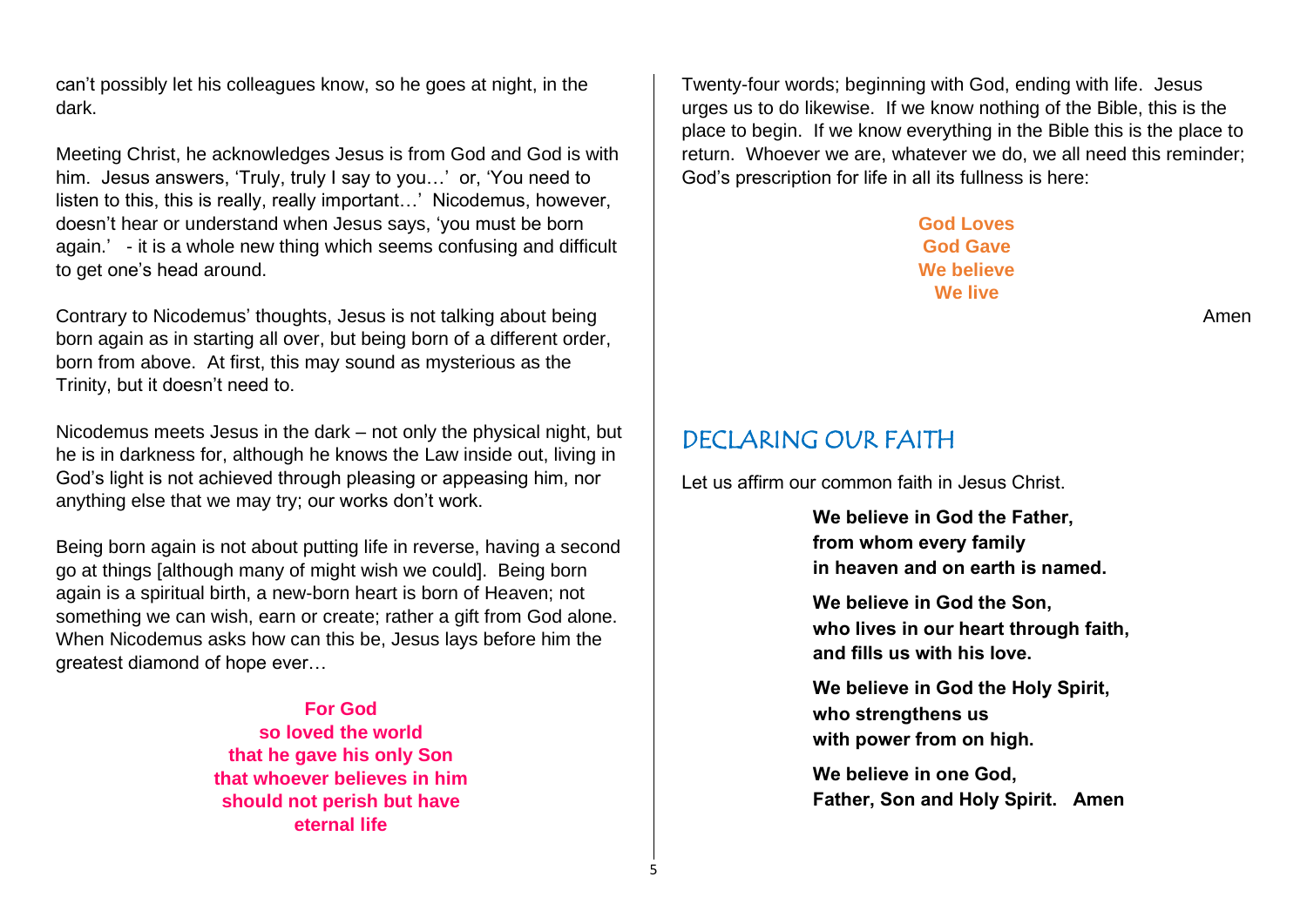can't possibly let his colleagues know, so he goes at night, in the dark.

Meeting Christ, he acknowledges Jesus is from God and God is with him. Jesus answers, 'Truly, truly I say to you…' or, 'You need to listen to this, this is really, really important…' Nicodemus, however, doesn't hear or understand when Jesus says, 'you must be born again.' - it is a whole new thing which seems confusing and difficult to get one's head around.

Contrary to Nicodemus' thoughts, Jesus is not talking about being born again as in starting all over, but being born of a different order, born from above. At first, this may sound as mysterious as the Trinity, but it doesn't need to.

Nicodemus meets Jesus in the dark – not only the physical night, but he is in darkness for, although he knows the Law inside out, living in God's light is not achieved through pleasing or appeasing him, nor anything else that we may try; our works don't work.

Being born again is not about putting life in reverse, having a second go at things [although many of might wish we could]. Being born again is a spiritual birth, a new-born heart is born of Heaven; not something we can wish, earn or create; rather a gift from God alone. When Nicodemus asks how can this be, Jesus lays before him the greatest diamond of hope ever…

**For God**
**so loved the world**
**that he gave his only Son**
**that whoever believes in him**
**should not perish but have**
**eternal life**

Twenty-four words; beginning with God, ending with life. Jesus urges us to do likewise. If we know nothing of the Bible, this is the place to begin. If we know everything in the Bible this is the place to return. Whoever we are, whatever we do, we all need this reminder; God's prescription for life in all its fullness is here:

**God Loves**
**God Gave**
**We believe**
**We live**

Amen

## DECLARING OUR FAITH

Let us affirm our common faith in Jesus Christ.

**We believe in God the Father,**
**from whom every family**
**in heaven and on earth is named.**

**We believe in God the Son,**
**who lives in our heart through faith,**
**and fills us with his love.**

**We believe in God the Holy Spirit,**
**who strengthens us**
**with power from on high.**

**We believe in one God,**
**Father, Son and Holy Spirit. Amen**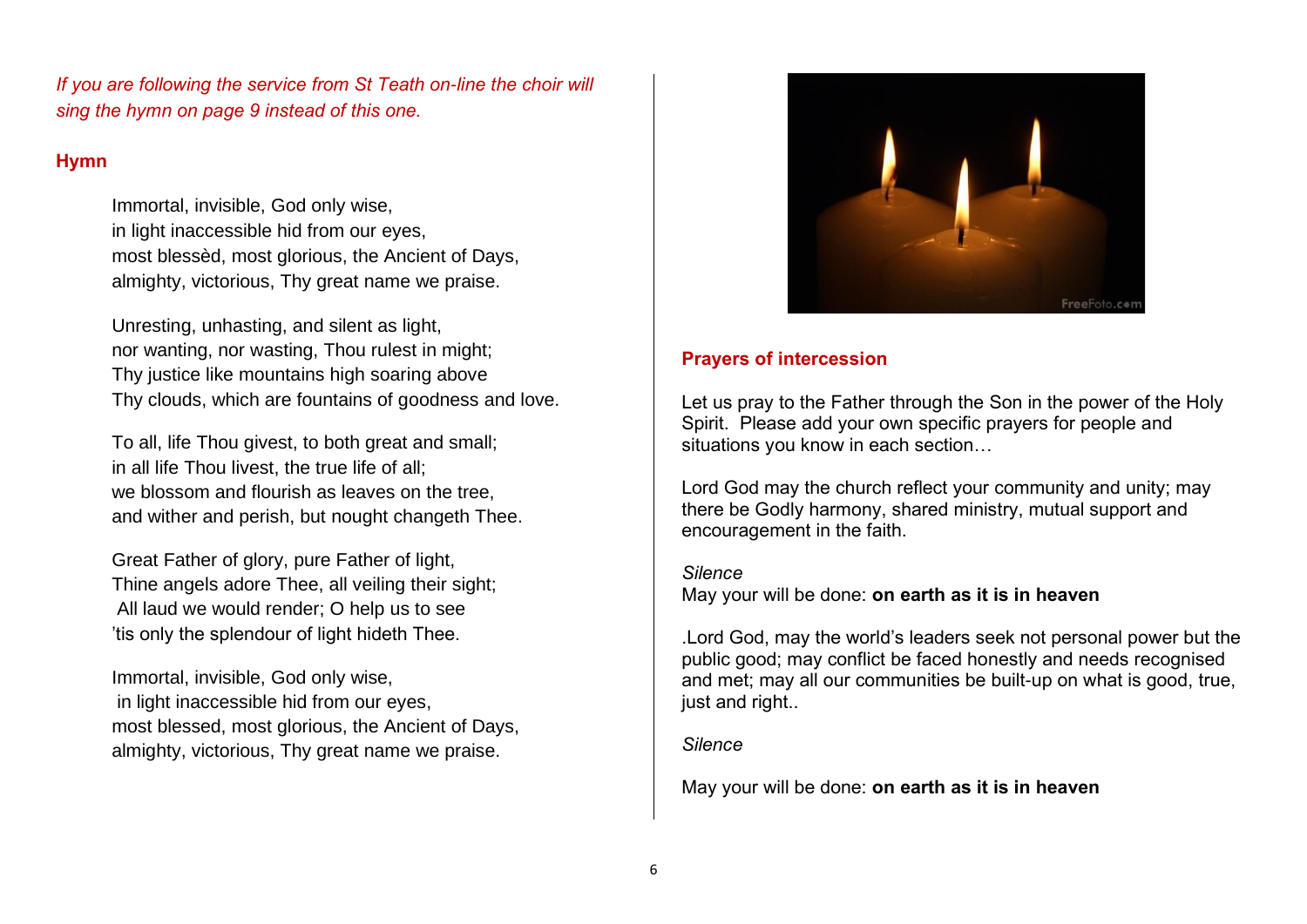*If you are following the service from St Teath on-line the choir will sing the hymn on page 9 instead of this one.*

## Hymn

Immortal, invisible, God only wise,
in light inaccessible hid from our eyes,
most blessèd, most glorious, the Ancient of Days,
almighty, victorious, Thy great name we praise.

Unresting, unhasting, and silent as light,
nor wanting, nor wasting, Thou rulest in might;
Thy justice like mountains high soaring above
Thy clouds, which are fountains of goodness and love.

To all, life Thou givest, to both great and small;
in all life Thou livest, the true life of all;
we blossom and flourish as leaves on the tree,
and wither and perish, but nought changeth Thee.

Great Father of glory, pure Father of light,
Thine angels adore Thee, all veiling their sight;
All laud we would render; O help us to see
'tis only the splendour of light hideth Thee.

Immortal, invisible, God only wise,
in light inaccessible hid from our eyes,
most blessed, most glorious, the Ancient of Days,
almighty, victorious, Thy great name we praise.

## Prayers of intercession

Let us pray to the Father through the Son in the power of the Holy Spirit. Please add your own specific prayers for people and situations you know in each section…

Lord God may the church reflect your community and unity; may there be Godly harmony, shared ministry, mutual support and encouragement in the faith.

*Silence*
May your will be done: **on earth as it is in heaven**

.Lord God, may the world's leaders seek not personal power but the public good; may conflict be faced honestly and needs recognised and met; may all our communities be built-up on what is good, true, just and right..

*Silence*

May your will be done: **on earth as it is in heaven**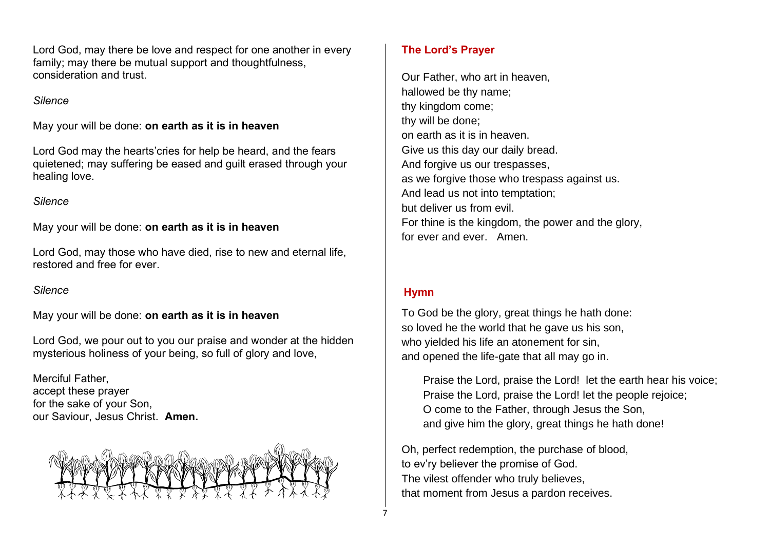Lord God, may there be love and respect for one another in every family; may there be mutual support and thoughtfulness, consideration and trust.

*Silence*

May your will be done: **on earth as it is in heaven**

Lord God may the hearts'cries for help be heard, and the fears quietened; may suffering be eased and guilt erased through your healing love.

*Silence*

May your will be done: **on earth as it is in heaven**

Lord God, may those who have died, rise to new and eternal life, restored and free for ever.

*Silence*

May your will be done: **on earth as it is in heaven**

Lord God, we pour out to you our praise and wonder at the hidden mysterious holiness of your being, so full of glory and love,

Merciful Father,
accept these prayer
for the sake of your Son,
our Saviour, Jesus Christ. **Amen.**

## The Lord's Prayer

Our Father, who art in heaven,
hallowed be thy name;
thy kingdom come;
thy will be done;
on earth as it is in heaven.
Give us this day our daily bread.
And forgive us our trespasses,
as we forgive those who trespass against us.
And lead us not into temptation;
but deliver us from evil.
For thine is the kingdom, the power and the glory,
for ever and ever. Amen.

## Hymn

To God be the glory, great things he hath done:
so loved he the world that he gave us his son,
who yielded his life an atonement for sin,
and opened the life-gate that all may go in.

Praise the Lord, praise the Lord! let the earth hear his voice;
Praise the Lord, praise the Lord! let the people rejoice;
O come to the Father, through Jesus the Son,
and give him the glory, great things he hath done!

Oh, perfect redemption, the purchase of blood,
to ev'ry believer the promise of God.
The vilest offender who truly believes,
that moment from Jesus a pardon receives.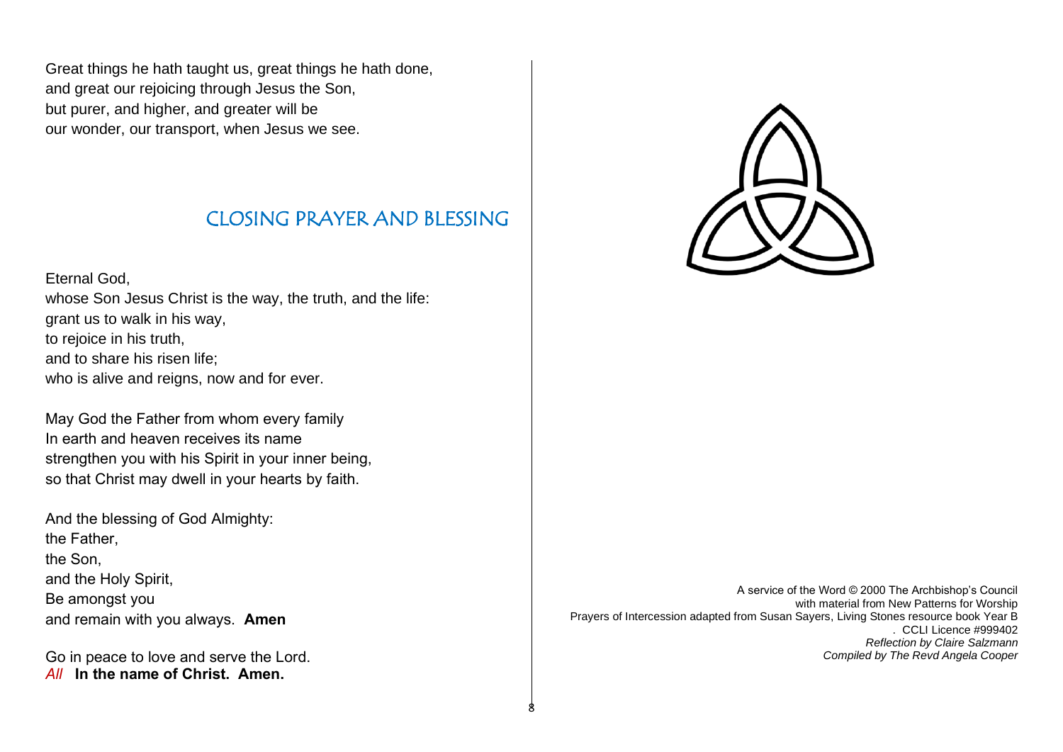Great things he hath taught us, great things he hath done,
and great our rejoicing through Jesus the Son,
but purer, and higher, and greater will be
our wonder, our transport, when Jesus we see.

## CLOSING PRAYER AND BLESSING

Eternal God,
whose Son Jesus Christ is the way, the truth, and the life:
grant us to walk in his way,
to rejoice in his truth,
and to share his risen life;
who is alive and reigns, now and for ever.

May God the Father from whom every family
In earth and heaven receives its name
strengthen you with his Spirit in your inner being,
so that Christ may dwell in your hearts by faith.

And the blessing of God Almighty:
the Father,
the Son,
and the Holy Spirit,
Be amongst you
and remain with you always. **Amen**

Go in peace to love and serve the Lord.
*All* **In the name of Christ. Amen.**

A service of the Word © 2000 The Archbishop's Council
with material from New Patterns for Worship
Prayers of Intercession adapted from Susan Sayers, Living Stones resource book Year B
. CCLI Licence #999402
*Reflection by Claire Salzmann*
*Compiled by The Revd Angela Cooper*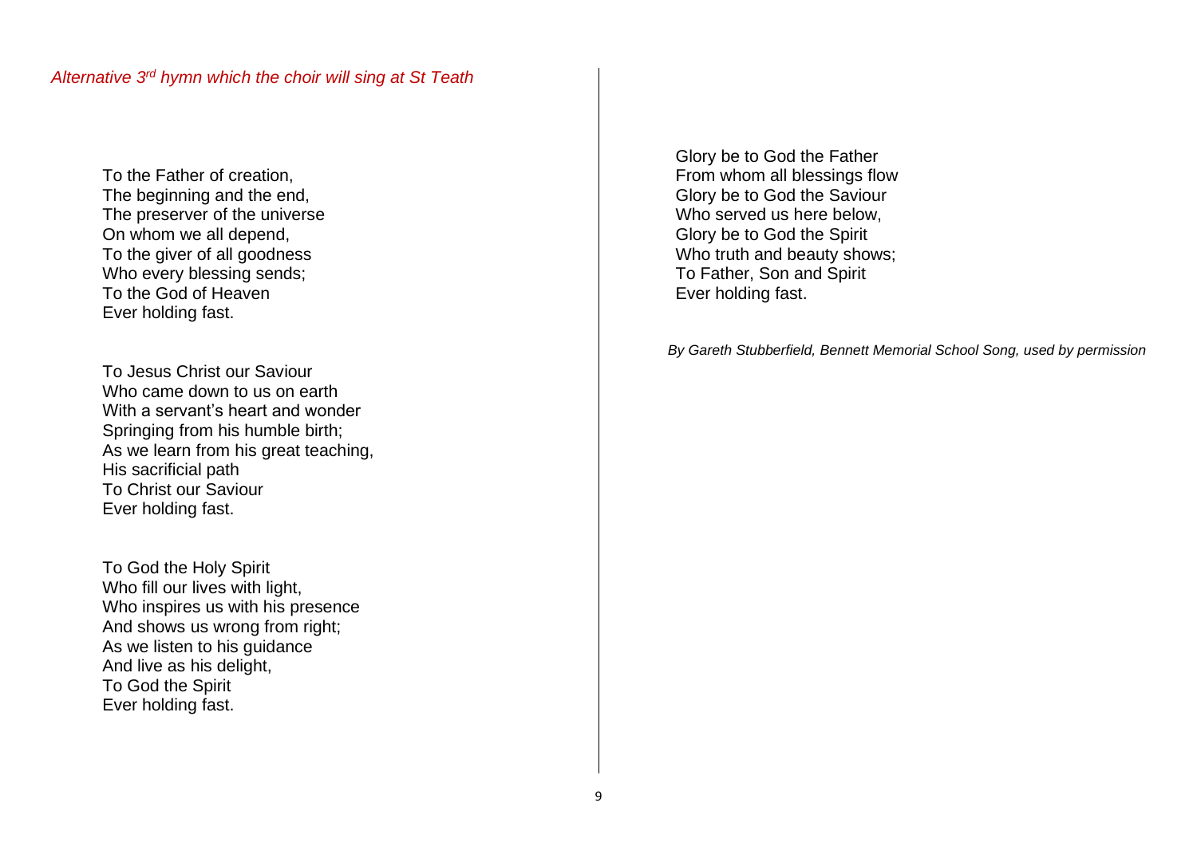*Alternative 3rd hymn which the choir will sing at St Teath*

To the Father of creation,
The beginning and the end,
The preserver of the universe
On whom we all depend,
To the giver of all goodness
Who every blessing sends;
To the God of Heaven
Ever holding fast.

To Jesus Christ our Saviour
Who came down to us on earth
With a servant's heart and wonder
Springing from his humble birth;
As we learn from his great teaching,
His sacrificial path
To Christ our Saviour
Ever holding fast.

To God the Holy Spirit
Who fill our lives with light,
Who inspires us with his presence
And shows us wrong from right;
As we listen to his guidance
And live as his delight,
To God the Spirit
Ever holding fast.

Glory be to God the Father
From whom all blessings flow
Glory be to God the Saviour
Who served us here below,
Glory be to God the Spirit
Who truth and beauty shows;
To Father, Son and Spirit
Ever holding fast.

*By Gareth Stubberfield, Bennett Memorial School Song, used by permission*